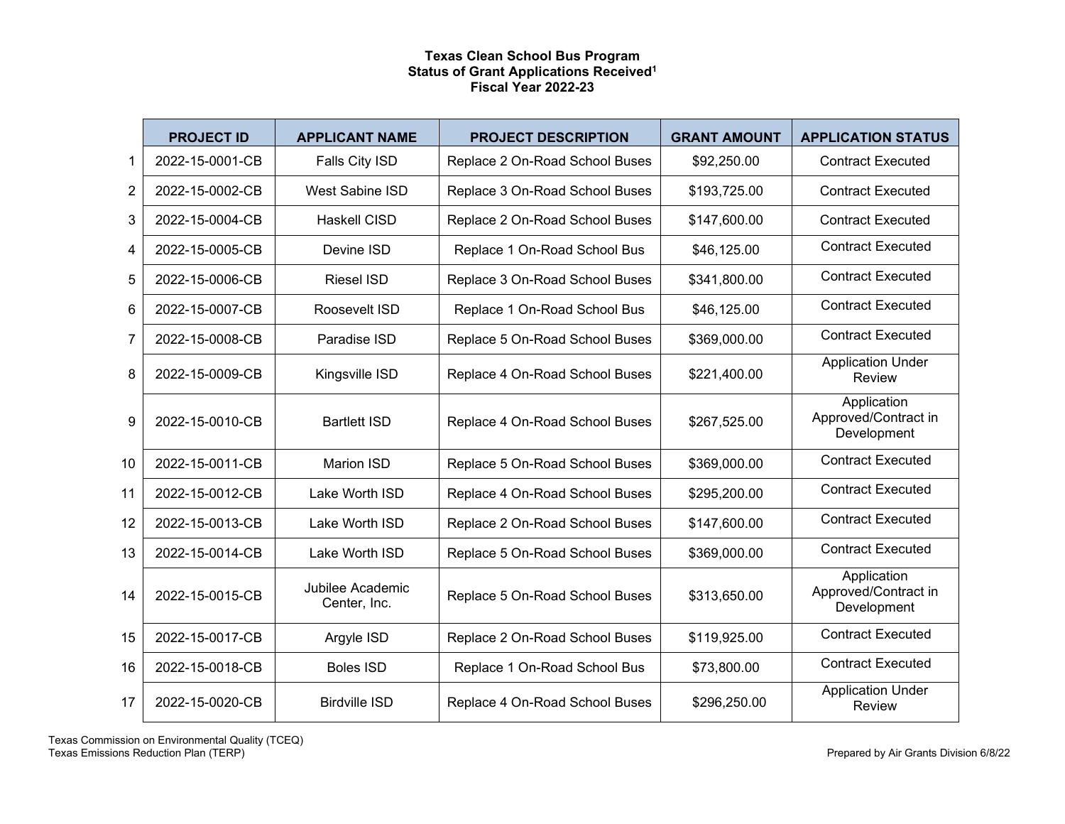# Texas Clean School Bus Program
## Status of Grant Applications Received[1]
## Fiscal Year 2022-23

| | PROJECT ID | APPLICANT NAME | PROJECT DESCRIPTION | GRANT AMOUNT | APPLICATION STATUS |
|---|---|---|---|---|---|
| 1 | 2022-15-0001-CB | Falls City ISD | Replace 2 On-Road School Buses | $92,250.00 | Contract Executed |
| 2 | 2022-15-0002-CB | West Sabine ISD | Replace 3 On-Road School Buses | $193,725.00 | Contract Executed |
| 3 | 2022-15-0004-CB | Haskell CISD | Replace 2 On-Road School Buses | $147,600.00 | Contract Executed |
| 4 | 2022-15-0005-CB | Devine ISD | Replace 1 On-Road School Bus | $46,125.00 | Contract Executed |
| 5 | 2022-15-0006-CB | Riesel ISD | Replace 3 On-Road School Buses | $341,800.00 | Contract Executed |
| 6 | 2022-15-0007-CB | Roosevelt ISD | Replace 1 On-Road School Bus | $46,125.00 | Contract Executed |
| 7 | 2022-15-0008-CB | Paradise ISD | Replace 5 On-Road School Buses | $369,000.00 | Contract Executed |
| 8 | 2022-15-0009-CB | Kingsville ISD | Replace 4 On-Road School Buses | $221,400.00 | Application Under Review |
| 9 | 2022-15-0010-CB | Bartlett ISD | Replace 4 On-Road School Buses | $267,525.00 | Application Approved/Contract in Development |
| 10 | 2022-15-0011-CB | Marion ISD | Replace 5 On-Road School Buses | $369,000.00 | Contract Executed |
| 11 | 2022-15-0012-CB | Lake Worth ISD | Replace 4 On-Road School Buses | $295,200.00 | Contract Executed |
| 12 | 2022-15-0013-CB | Lake Worth ISD | Replace 2 On-Road School Buses | $147,600.00 | Contract Executed |
| 13 | 2022-15-0014-CB | Lake Worth ISD | Replace 5 On-Road School Buses | $369,000.00 | Contract Executed |
| 14 | 2022-15-0015-CB | Jubilee Academic Center, Inc. | Replace 5 On-Road School Buses | $313,650.00 | Application Approved/Contract in Development |
| 15 | 2022-15-0017-CB | Argyle ISD | Replace 2 On-Road School Buses | $119,925.00 | Contract Executed |
| 16 | 2022-15-0018-CB | Boles ISD | Replace 1 On-Road School Bus | $73,800.00 | Contract Executed |
| 17 | 2022-15-0020-CB | Birdville ISD | Replace 4 On-Road School Buses | $296,250.00 | Application Under Review |

Texas Commission on Environmental Quality (TCEQ)
Texas Emissions Reduction Plan (TERP)

Prepared by Air Grants Division 6/8/22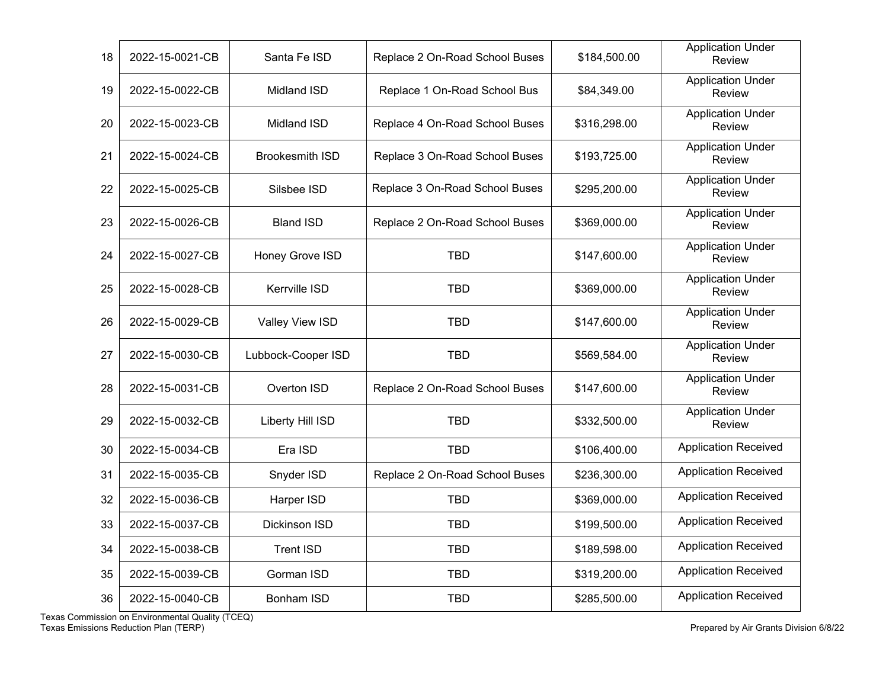| | | | | | |
|---|---|---|---|---|---|
| 18 | 2022-15-0021-CB | Santa Fe ISD | Replace 2 On-Road School Buses | $184,500.00 | Application Under Review |
| 19 | 2022-15-0022-CB | Midland ISD | Replace 1 On-Road School Bus | $84,349.00 | Application Under Review |
| 20 | 2022-15-0023-CB | Midland ISD | Replace 4 On-Road School Buses | $316,298.00 | Application Under Review |
| 21 | 2022-15-0024-CB | Brookesmith ISD | Replace 3 On-Road School Buses | $193,725.00 | Application Under Review |
| 22 | 2022-15-0025-CB | Silsbee ISD | Replace 3 On-Road School Buses | $295,200.00 | Application Under Review |
| 23 | 2022-15-0026-CB | Bland ISD | Replace 2 On-Road School Buses | $369,000.00 | Application Under Review |
| 24 | 2022-15-0027-CB | Honey Grove ISD | TBD | $147,600.00 | Application Under Review |
| 25 | 2022-15-0028-CB | Kerrville ISD | TBD | $369,000.00 | Application Under Review |
| 26 | 2022-15-0029-CB | Valley View ISD | TBD | $147,600.00 | Application Under Review |
| 27 | 2022-15-0030-CB | Lubbock-Cooper ISD | TBD | $569,584.00 | Application Under Review |
| 28 | 2022-15-0031-CB | Overton ISD | Replace 2 On-Road School Buses | $147,600.00 | Application Under Review |
| 29 | 2022-15-0032-CB | Liberty Hill ISD | TBD | $332,500.00 | Application Under Review |
| 30 | 2022-15-0034-CB | Era ISD | TBD | $106,400.00 | Application Received |
| 31 | 2022-15-0035-CB | Snyder ISD | Replace 2 On-Road School Buses | $236,300.00 | Application Received |
| 32 | 2022-15-0036-CB | Harper ISD | TBD | $369,000.00 | Application Received |
| 33 | 2022-15-0037-CB | Dickinson ISD | TBD | $199,500.00 | Application Received |
| 34 | 2022-15-0038-CB | Trent ISD | TBD | $189,598.00 | Application Received |
| 35 | 2022-15-0039-CB | Gorman ISD | TBD | $319,200.00 | Application Received |
| 36 | 2022-15-0040-CB | Bonham ISD | TBD | $285,500.00 | Application Received |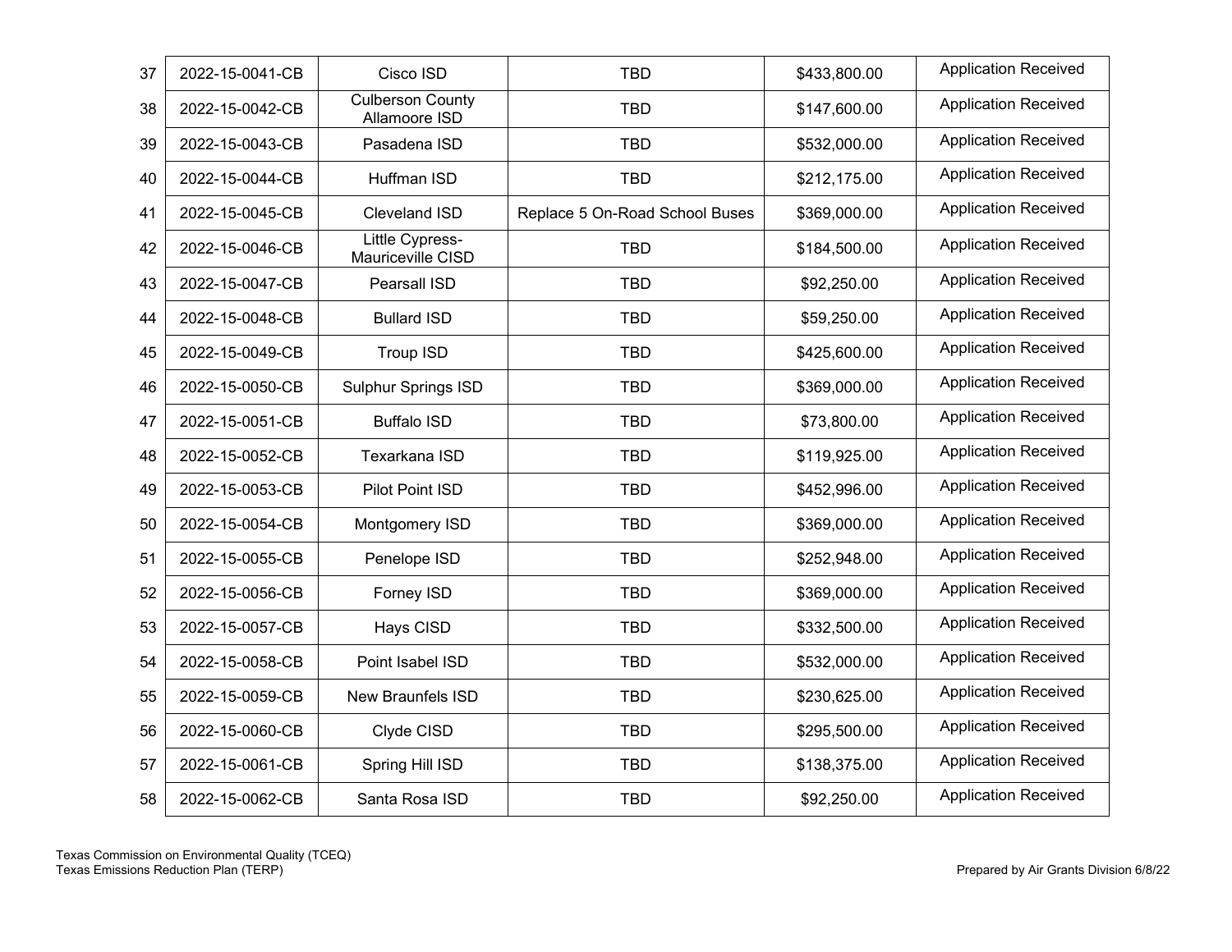| | | | | | |
|---|---|---|---|---|---|
| 37 | 2022-15-0041-CB | Cisco ISD | TBD | $433,800.00 | Application Received |
| 38 | 2022-15-0042-CB | Culberson County Allamoore ISD | TBD | $147,600.00 | Application Received |
| 39 | 2022-15-0043-CB | Pasadena ISD | TBD | $532,000.00 | Application Received |
| 40 | 2022-15-0044-CB | Huffman ISD | TBD | $212,175.00 | Application Received |
| 41 | 2022-15-0045-CB | Cleveland ISD | Replace 5 On-Road School Buses | $369,000.00 | Application Received |
| 42 | 2022-15-0046-CB | Little Cypress-Mauriceville CISD | TBD | $184,500.00 | Application Received |
| 43 | 2022-15-0047-CB | Pearsall ISD | TBD | $92,250.00 | Application Received |
| 44 | 2022-15-0048-CB | Bullard ISD | TBD | $59,250.00 | Application Received |
| 45 | 2022-15-0049-CB | Troup ISD | TBD | $425,600.00 | Application Received |
| 46 | 2022-15-0050-CB | Sulphur Springs ISD | TBD | $369,000.00 | Application Received |
| 47 | 2022-15-0051-CB | Buffalo ISD | TBD | $73,800.00 | Application Received |
| 48 | 2022-15-0052-CB | Texarkana ISD | TBD | $119,925.00 | Application Received |
| 49 | 2022-15-0053-CB | Pilot Point ISD | TBD | $452,996.00 | Application Received |
| 50 | 2022-15-0054-CB | Montgomery ISD | TBD | $369,000.00 | Application Received |
| 51 | 2022-15-0055-CB | Penelope ISD | TBD | $252,948.00 | Application Received |
| 52 | 2022-15-0056-CB | Forney ISD | TBD | $369,000.00 | Application Received |
| 53 | 2022-15-0057-CB | Hays CISD | TBD | $332,500.00 | Application Received |
| 54 | 2022-15-0058-CB | Point Isabel ISD | TBD | $532,000.00 | Application Received |
| 55 | 2022-15-0059-CB | New Braunfels ISD | TBD | $230,625.00 | Application Received |
| 56 | 2022-15-0060-CB | Clyde CISD | TBD | $295,500.00 | Application Received |
| 57 | 2022-15-0061-CB | Spring Hill ISD | TBD | $138,375.00 | Application Received |
| 58 | 2022-15-0062-CB | Santa Rosa ISD | TBD | $92,250.00 | Application Received |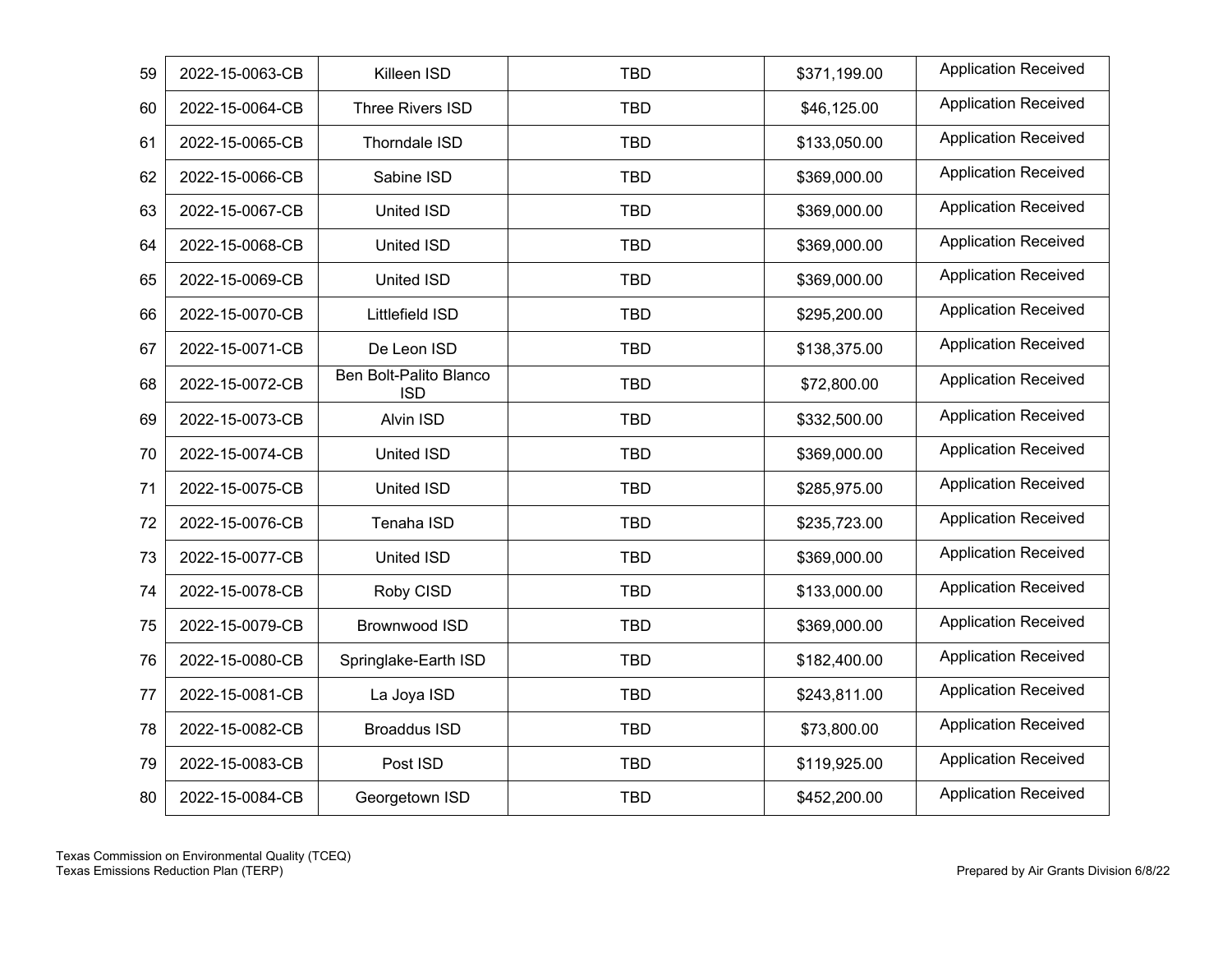| | | | | | |
|---|---|---|---|---|---|
| 59 | 2022-15-0063-CB | Killeen ISD | TBD | $371,199.00 | Application Received |
| 60 | 2022-15-0064-CB | Three Rivers ISD | TBD | $46,125.00 | Application Received |
| 61 | 2022-15-0065-CB | Thorndale ISD | TBD | $133,050.00 | Application Received |
| 62 | 2022-15-0066-CB | Sabine ISD | TBD | $369,000.00 | Application Received |
| 63 | 2022-15-0067-CB | United ISD | TBD | $369,000.00 | Application Received |
| 64 | 2022-15-0068-CB | United ISD | TBD | $369,000.00 | Application Received |
| 65 | 2022-15-0069-CB | United ISD | TBD | $369,000.00 | Application Received |
| 66 | 2022-15-0070-CB | Littlefield ISD | TBD | $295,200.00 | Application Received |
| 67 | 2022-15-0071-CB | De Leon ISD | TBD | $138,375.00 | Application Received |
| 68 | 2022-15-0072-CB | Ben Bolt-Palito Blanco ISD | TBD | $72,800.00 | Application Received |
| 69 | 2022-15-0073-CB | Alvin ISD | TBD | $332,500.00 | Application Received |
| 70 | 2022-15-0074-CB | United ISD | TBD | $369,000.00 | Application Received |
| 71 | 2022-15-0075-CB | United ISD | TBD | $285,975.00 | Application Received |
| 72 | 2022-15-0076-CB | Tenaha ISD | TBD | $235,723.00 | Application Received |
| 73 | 2022-15-0077-CB | United ISD | TBD | $369,000.00 | Application Received |
| 74 | 2022-15-0078-CB | Roby CISD | TBD | $133,000.00 | Application Received |
| 75 | 2022-15-0079-CB | Brownwood ISD | TBD | $369,000.00 | Application Received |
| 76 | 2022-15-0080-CB | Springlake-Earth ISD | TBD | $182,400.00 | Application Received |
| 77 | 2022-15-0081-CB | La Joya ISD | TBD | $243,811.00 | Application Received |
| 78 | 2022-15-0082-CB | Broaddus ISD | TBD | $73,800.00 | Application Received |
| 79 | 2022-15-0083-CB | Post ISD | TBD | $119,925.00 | Application Received |
| 80 | 2022-15-0084-CB | Georgetown ISD | TBD | $452,200.00 | Application Received |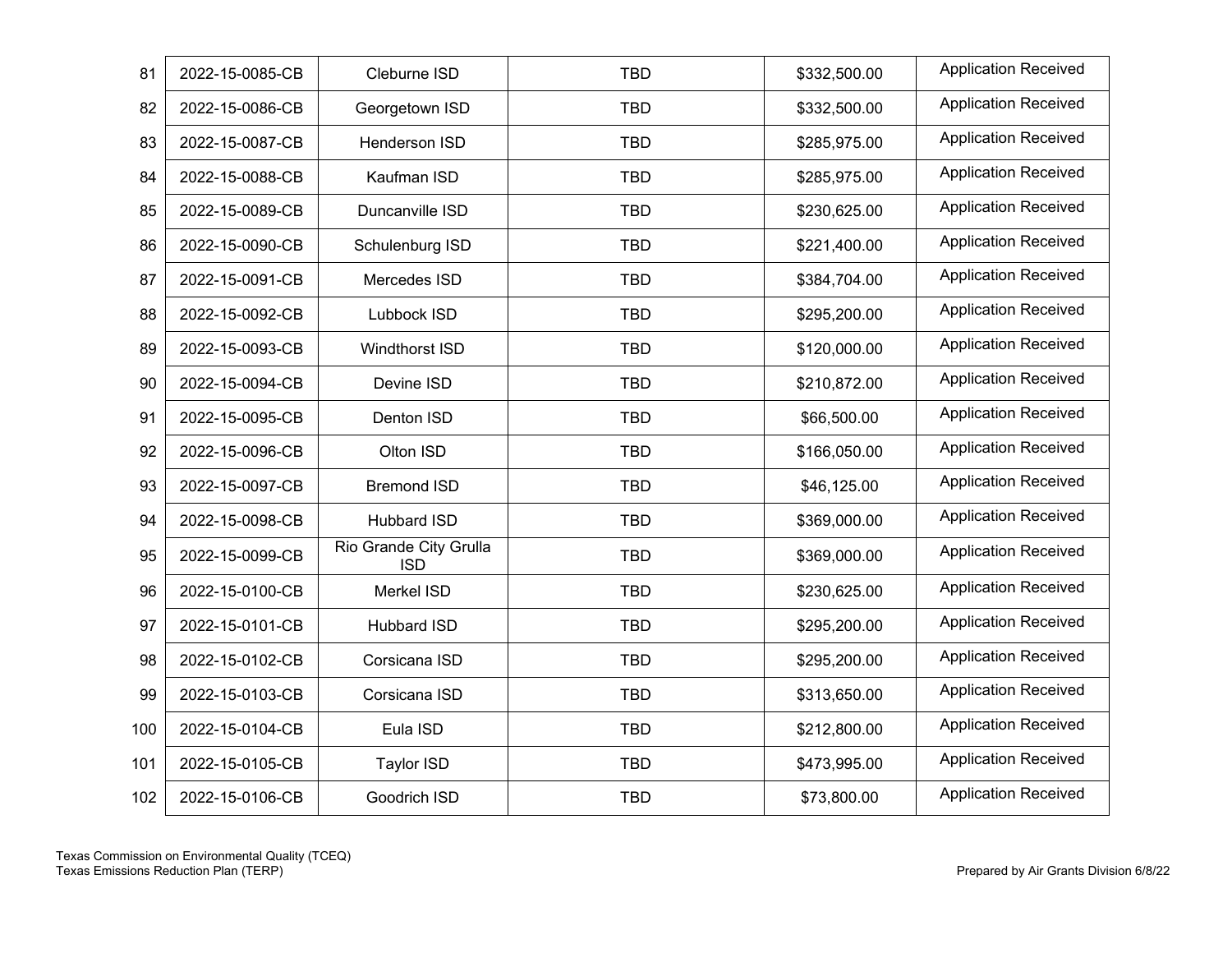| 81 | 2022-15-0085-CB | Cleburne ISD | TBD | $332,500.00 | Application Received |
|---|---|---|---|---|---|
| 82 | 2022-15-0086-CB | Georgetown ISD | TBD | $332,500.00 | Application Received |
| 83 | 2022-15-0087-CB | Henderson ISD | TBD | $285,975.00 | Application Received |
| 84 | 2022-15-0088-CB | Kaufman ISD | TBD | $285,975.00 | Application Received |
| 85 | 2022-15-0089-CB | Duncanville ISD | TBD | $230,625.00 | Application Received |
| 86 | 2022-15-0090-CB | Schulenburg ISD | TBD | $221,400.00 | Application Received |
| 87 | 2022-15-0091-CB | Mercedes ISD | TBD | $384,704.00 | Application Received |
| 88 | 2022-15-0092-CB | Lubbock ISD | TBD | $295,200.00 | Application Received |
| 89 | 2022-15-0093-CB | Windthorst ISD | TBD | $120,000.00 | Application Received |
| 90 | 2022-15-0094-CB | Devine ISD | TBD | $210,872.00 | Application Received |
| 91 | 2022-15-0095-CB | Denton ISD | TBD | $66,500.00 | Application Received |
| 92 | 2022-15-0096-CB | Olton ISD | TBD | $166,050.00 | Application Received |
| 93 | 2022-15-0097-CB | Bremond ISD | TBD | $46,125.00 | Application Received |
| 94 | 2022-15-0098-CB | Hubbard ISD | TBD | $369,000.00 | Application Received |
| 95 | 2022-15-0099-CB | Rio Grande City Grulla ISD | TBD | $369,000.00 | Application Received |
| 96 | 2022-15-0100-CB | Merkel ISD | TBD | $230,625.00 | Application Received |
| 97 | 2022-15-0101-CB | Hubbard ISD | TBD | $295,200.00 | Application Received |
| 98 | 2022-15-0102-CB | Corsicana ISD | TBD | $295,200.00 | Application Received |
| 99 | 2022-15-0103-CB | Corsicana ISD | TBD | $313,650.00 | Application Received |
| 100 | 2022-15-0104-CB | Eula ISD | TBD | $212,800.00 | Application Received |
| 101 | 2022-15-0105-CB | Taylor ISD | TBD | $473,995.00 | Application Received |
| 102 | 2022-15-0106-CB | Goodrich ISD | TBD | $73,800.00 | Application Received |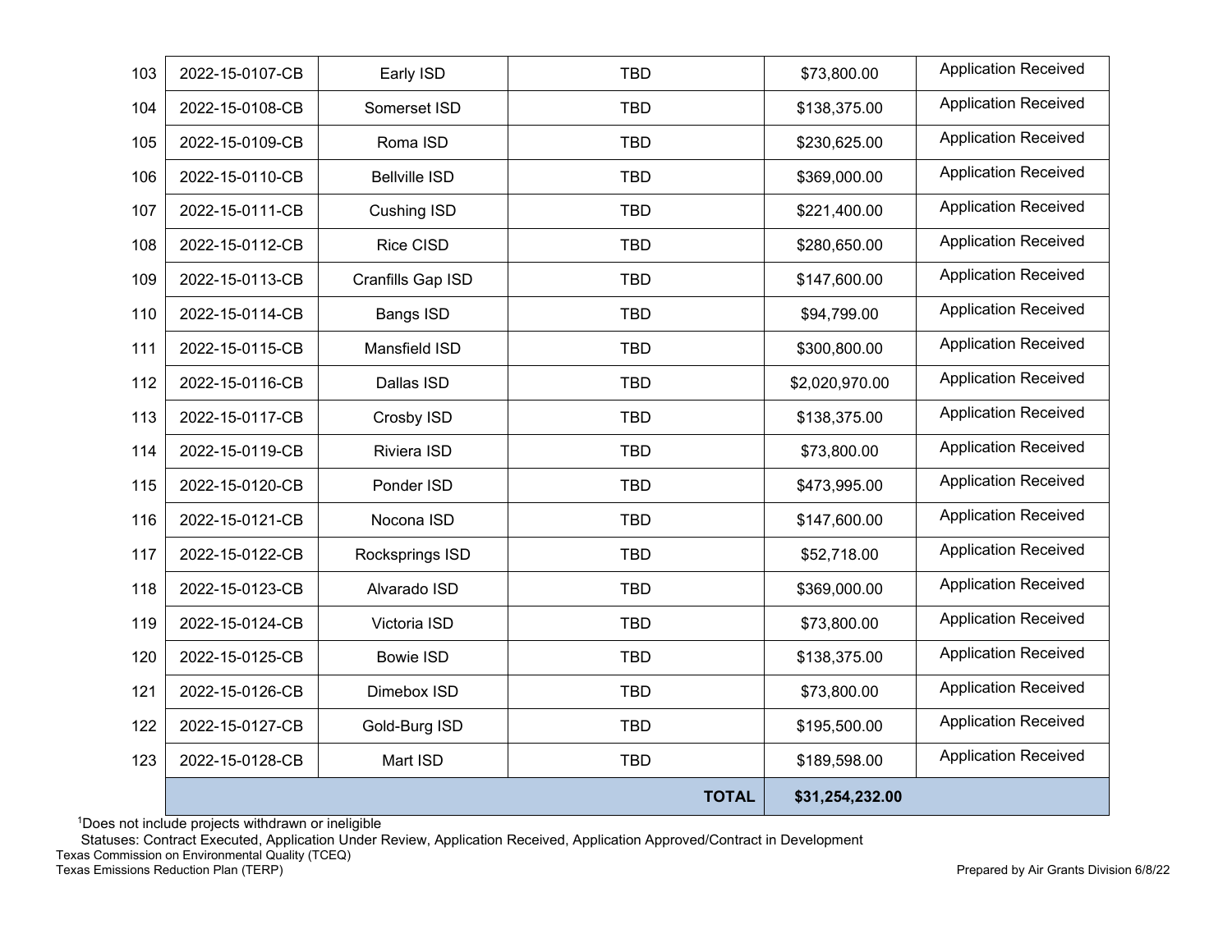| | | | | | |
|---|---|---|---|---|---|
| 103 | 2022-15-0107-CB | Early ISD | TBD | $73,800.00 | Application Received |
| 104 | 2022-15-0108-CB | Somerset ISD | TBD | $138,375.00 | Application Received |
| 105 | 2022-15-0109-CB | Roma ISD | TBD | $230,625.00 | Application Received |
| 106 | 2022-15-0110-CB | Bellville ISD | TBD | $369,000.00 | Application Received |
| 107 | 2022-15-0111-CB | Cushing ISD | TBD | $221,400.00 | Application Received |
| 108 | 2022-15-0112-CB | Rice CISD | TBD | $280,650.00 | Application Received |
| 109 | 2022-15-0113-CB | Cranfills Gap ISD | TBD | $147,600.00 | Application Received |
| 110 | 2022-15-0114-CB | Bangs ISD | TBD | $94,799.00 | Application Received |
| 111 | 2022-15-0115-CB | Mansfield ISD | TBD | $300,800.00 | Application Received |
| 112 | 2022-15-0116-CB | Dallas ISD | TBD | $2,020,970.00 | Application Received |
| 113 | 2022-15-0117-CB | Crosby ISD | TBD | $138,375.00 | Application Received |
| 114 | 2022-15-0119-CB | Riviera ISD | TBD | $73,800.00 | Application Received |
| 115 | 2022-15-0120-CB | Ponder ISD | TBD | $473,995.00 | Application Received |
| 116 | 2022-15-0121-CB | Nocona ISD | TBD | $147,600.00 | Application Received |
| 117 | 2022-15-0122-CB | Rocksprings ISD | TBD | $52,718.00 | Application Received |
| 118 | 2022-15-0123-CB | Alvarado ISD | TBD | $369,000.00 | Application Received |
| 119 | 2022-15-0124-CB | Victoria ISD | TBD | $73,800.00 | Application Received |
| 120 | 2022-15-0125-CB | Bowie ISD | TBD | $138,375.00 | Application Received |
| 121 | 2022-15-0126-CB | Dimebox ISD | TBD | $73,800.00 | Application Received |
| 122 | 2022-15-0127-CB | Gold-Burg ISD | TBD | $195,500.00 | Application Received |
| 123 | 2022-15-0128-CB | Mart ISD | TBD | $189,598.00 | Application Received |
| | | | **TOTAL** | **$31,254,232.00** | |

[1]Does not include projects withdrawn or ineligible

Statuses: Contract Executed, Application Under Review, Application Received, Application Approved/Contract in Development

Texas Commission on Environmental Quality (TCEQ)
Texas Emissions Reduction Plan (TERP)

Prepared by Air Grants Division 6/8/22